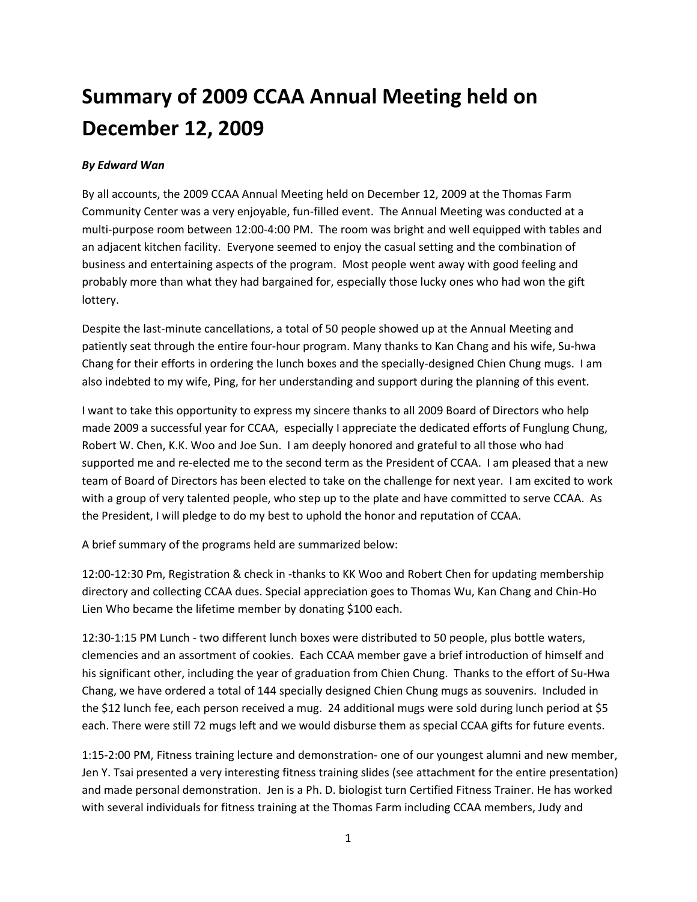# Summary of 2009 CCAA Annual Meeting held on December 12, 2009

***By Edward Wan***

By all accounts, the 2009 CCAA Annual Meeting held on December 12, 2009 at the Thomas Farm Community Center was a very enjoyable, fun-filled event. The Annual Meeting was conducted at a multi-purpose room between 12:00-4:00 PM. The room was bright and well equipped with tables and an adjacent kitchen facility. Everyone seemed to enjoy the casual setting and the combination of business and entertaining aspects of the program. Most people went away with good feeling and probably more than what they had bargained for, especially those lucky ones who had won the gift lottery.

Despite the last-minute cancellations, a total of 50 people showed up at the Annual Meeting and patiently seat through the entire four-hour program. Many thanks to Kan Chang and his wife, Su-hwa Chang for their efforts in ordering the lunch boxes and the specially-designed Chien Chung mugs. I am also indebted to my wife, Ping, for her understanding and support during the planning of this event.

I want to take this opportunity to express my sincere thanks to all 2009 Board of Directors who help made 2009 a successful year for CCAA, especially I appreciate the dedicated efforts of Funglung Chung, Robert W. Chen, K.K. Woo and Joe Sun. I am deeply honored and grateful to all those who had supported me and re-elected me to the second term as the President of CCAA. I am pleased that a new team of Board of Directors has been elected to take on the challenge for next year. I am excited to work with a group of very talented people, who step up to the plate and have committed to serve CCAA. As the President, I will pledge to do my best to uphold the honor and reputation of CCAA.

A brief summary of the programs held are summarized below:

12:00-12:30 Pm, Registration & check in -thanks to KK Woo and Robert Chen for updating membership directory and collecting CCAA dues. Special appreciation goes to Thomas Wu, Kan Chang and Chin-Ho Lien Who became the lifetime member by donating $100 each.

12:30-1:15 PM Lunch - two different lunch boxes were distributed to 50 people, plus bottle waters, clemencies and an assortment of cookies. Each CCAA member gave a brief introduction of himself and his significant other, including the year of graduation from Chien Chung. Thanks to the effort of Su-Hwa Chang, we have ordered a total of 144 specially designed Chien Chung mugs as souvenirs. Included in the $12 lunch fee, each person received a mug. 24 additional mugs were sold during lunch period at $5 each. There were still 72 mugs left and we would disburse them as special CCAA gifts for future events.

1:15-2:00 PM, Fitness training lecture and demonstration- one of our youngest alumni and new member, Jen Y. Tsai presented a very interesting fitness training slides (see attachment for the entire presentation) and made personal demonstration. Jen is a Ph. D. biologist turn Certified Fitness Trainer. He has worked with several individuals for fitness training at the Thomas Farm including CCAA members, Judy and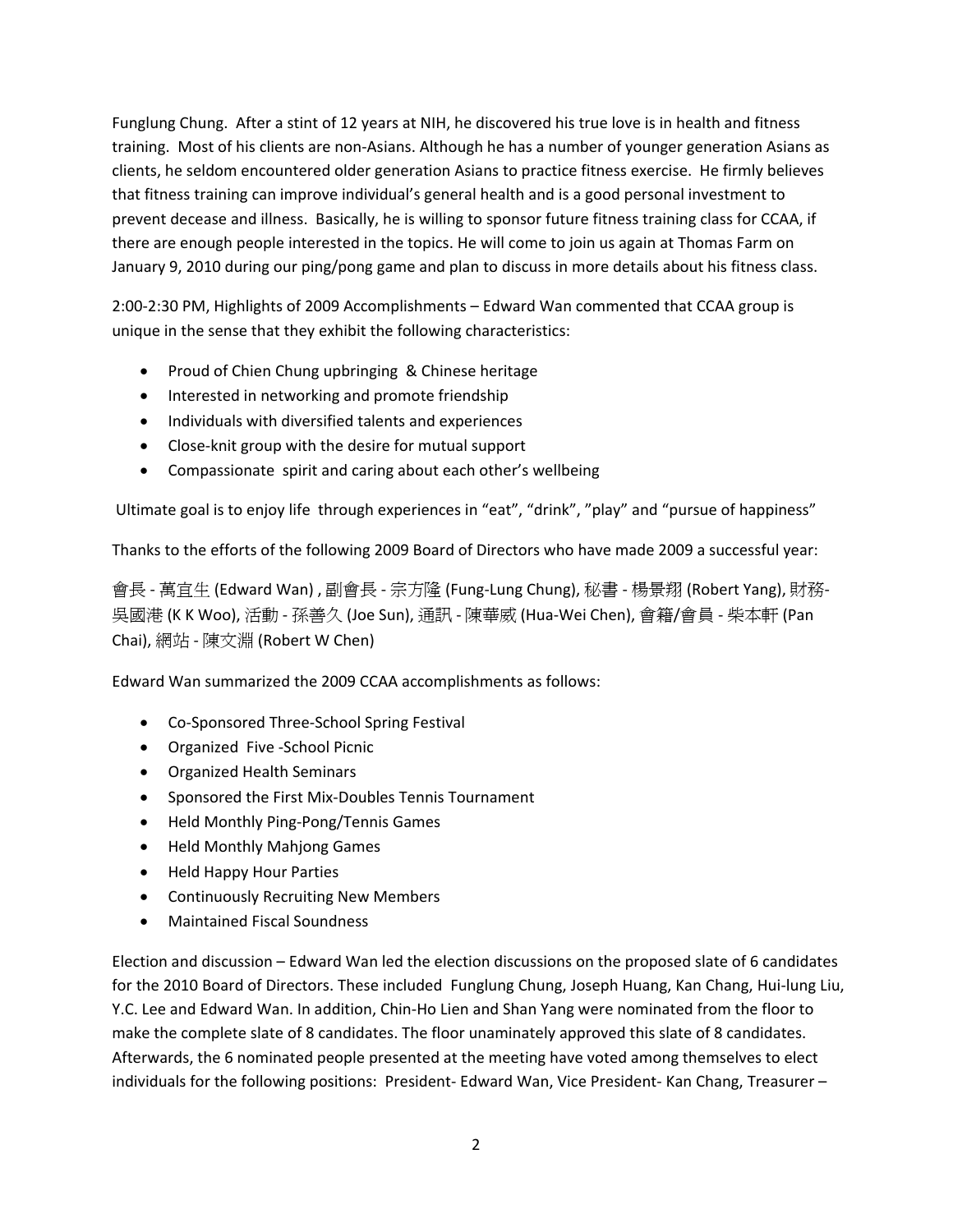Funglung Chung. After a stint of 12 years at NIH, he discovered his true love is in health and fitness training. Most of his clients are non-Asians. Although he has a number of younger generation Asians as clients, he seldom encountered older generation Asians to practice fitness exercise. He firmly believes that fitness training can improve individual's general health and is a good personal investment to prevent decease and illness. Basically, he is willing to sponsor future fitness training class for CCAA, if there are enough people interested in the topics. He will come to join us again at Thomas Farm on January 9, 2010 during our ping/pong game and plan to discuss in more details about his fitness class.

2:00-2:30 PM, Highlights of 2009 Accomplishments – Edward Wan commented that CCAA group is unique in the sense that they exhibit the following characteristics:

- Proud of Chien Chung upbringing & Chinese heritage
- Interested in networking and promote friendship
- Individuals with diversified talents and experiences
- Close-knit group with the desire for mutual support
- Compassionate spirit and caring about each other's wellbeing

Ultimate goal is to enjoy life through experiences in "eat", "drink", "play" and "pursue of happiness"

Thanks to the efforts of the following 2009 Board of Directors who have made 2009 a successful year:

會長 - 萬宜生 (Edward Wan) , 副會長 - 宗方隆 (Fung-Lung Chung), 秘書 - 楊景翔 (Robert Yang), 財務-吳國港 (K K Woo), 活動 - 孫善久 (Joe Sun), 通訊 - 陳華威 (Hua-Wei Chen), 會籍/會員 - 柴本軒 (Pan Chai), 網站 - 陳文淵 (Robert W Chen)

Edward Wan summarized the 2009 CCAA accomplishments as follows:

- Co-Sponsored Three-School Spring Festival
- Organized Five -School Picnic
- Organized Health Seminars
- Sponsored the First Mix-Doubles Tennis Tournament
- Held Monthly Ping-Pong/Tennis Games
- Held Monthly Mahjong Games
- Held Happy Hour Parties
- Continuously Recruiting New Members
- Maintained Fiscal Soundness

Election and discussion – Edward Wan led the election discussions on the proposed slate of 6 candidates for the 2010 Board of Directors. These included Funglung Chung, Joseph Huang, Kan Chang, Hui-lung Liu, Y.C. Lee and Edward Wan. In addition, Chin-Ho Lien and Shan Yang were nominated from the floor to make the complete slate of 8 candidates. The floor unaminately approved this slate of 8 candidates. Afterwards, the 6 nominated people presented at the meeting have voted among themselves to elect individuals for the following positions: President- Edward Wan, Vice President- Kan Chang, Treasurer –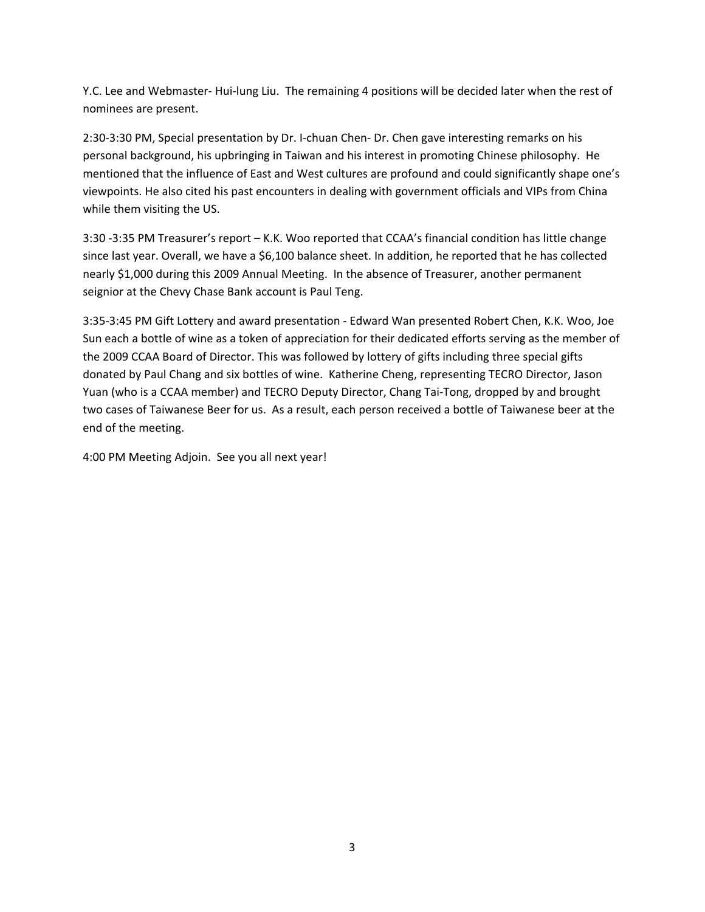Y.C. Lee and Webmaster- Hui-lung Liu. The remaining 4 positions will be decided later when the rest of nominees are present.

2:30-3:30 PM, Special presentation by Dr. I-chuan Chen- Dr. Chen gave interesting remarks on his personal background, his upbringing in Taiwan and his interest in promoting Chinese philosophy. He mentioned that the influence of East and West cultures are profound and could significantly shape one's viewpoints. He also cited his past encounters in dealing with government officials and VIPs from China while them visiting the US.

3:30 -3:35 PM Treasurer's report – K.K. Woo reported that CCAA's financial condition has little change since last year. Overall, we have a $6,100 balance sheet. In addition, he reported that he has collected nearly $1,000 during this 2009 Annual Meeting. In the absence of Treasurer, another permanent seignior at the Chevy Chase Bank account is Paul Teng.

3:35-3:45 PM Gift Lottery and award presentation - Edward Wan presented Robert Chen, K.K. Woo, Joe Sun each a bottle of wine as a token of appreciation for their dedicated efforts serving as the member of the 2009 CCAA Board of Director. This was followed by lottery of gifts including three special gifts donated by Paul Chang and six bottles of wine. Katherine Cheng, representing TECRO Director, Jason Yuan (who is a CCAA member) and TECRO Deputy Director, Chang Tai-Tong, dropped by and brought two cases of Taiwanese Beer for us. As a result, each person received a bottle of Taiwanese beer at the end of the meeting.

4:00 PM Meeting Adjoin. See you all next year!